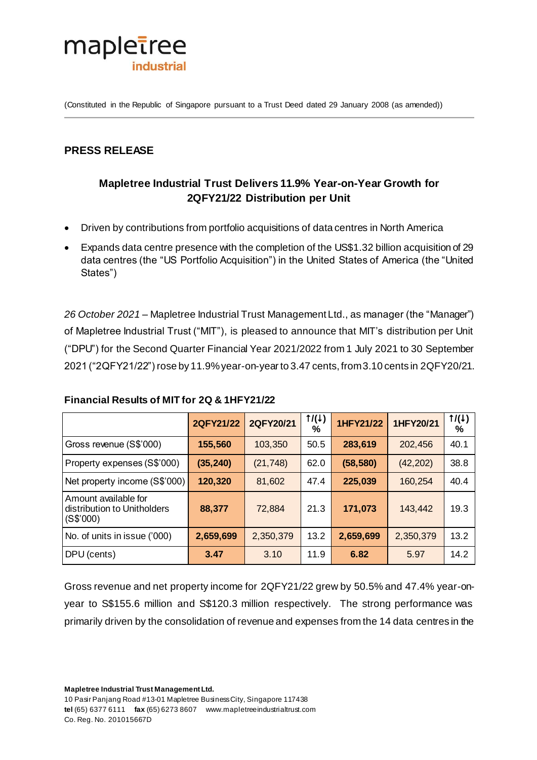mapletree industrial

(Constituted in the Republic of Singapore pursuant to a Trust Deed dated 29 January 2008 (as amended))

## PRESS RELEASE

### Mapletree Industrial Trust Delivers 11.9% Year-on-Year Growth for 2QFY21/22 Distribution per Unit

- Driven by contributions from portfolio acquisitions of data centres in North America
- Expands data centre presence with the completion of the US$1.32 billion acquisition of 29 data centres (the "US Portfolio Acquisition") in the United States of America (the "United States")

*26 October 2021* – Mapletree Industrial Trust Management Ltd., as manager (the "Manager") of Mapletree Industrial Trust ("MIT"), is pleased to announce that MIT's distribution per Unit ("DPU") for the Second Quarter Financial Year 2021/2022 from 1 July 2021 to 30 September 2021 ("2QFY21/22") rose by 11.9% year-on-year to 3.47 cents, from 3.10 cents in 2QFY20/21.

**Financial Results of MIT for 2Q & 1HFY21/22**

| | 2QFY21/22 | 2QFY20/21 | ↑/(↓) % | 1HFY21/22 | 1HFY20/21 | ↑/(↓) % |
|---|---|---|---|---|---|---|
| Gross revenue (S$'000) | **155,560** | 103,350 | 50.5 | **283,619** | 202,456 | 40.1 |
| Property expenses (S$'000) | **(35,240)** | (21,748) | 62.0 | **(58,580)** | (42,202) | 38.8 |
| Net property income (S$'000) | **120,320** | 81,602 | 47.4 | **225,039** | 160,254 | 40.4 |
| Amount available for distribution to Unitholders (S$'000) | **88,377** | 72,884 | 21.3 | **171,073** | 143,442 | 19.3 |
| No. of units in issue ('000) | **2,659,699** | 2,350,379 | 13.2 | **2,659,699** | 2,350,379 | 13.2 |
| DPU (cents) | **3.47** | 3.10 | 11.9 | **6.82** | 5.97 | 14.2 |

Gross revenue and net property income for 2QFY21/22 grew by 50.5% and 47.4% year-on-year to S$155.6 million and S$120.3 million respectively. The strong performance was primarily driven by the consolidation of revenue and expenses from the 14 data centres in the

**Mapletree Industrial Trust Management Ltd.**
10 Pasir Panjang Road #13-01 Mapletree Business City, Singapore 117438
**tel** (65) 6377 6111 **fax** (65) 6273 8607 www.mapletreeindustrialtrust.com
Co. Reg. No. 201015667D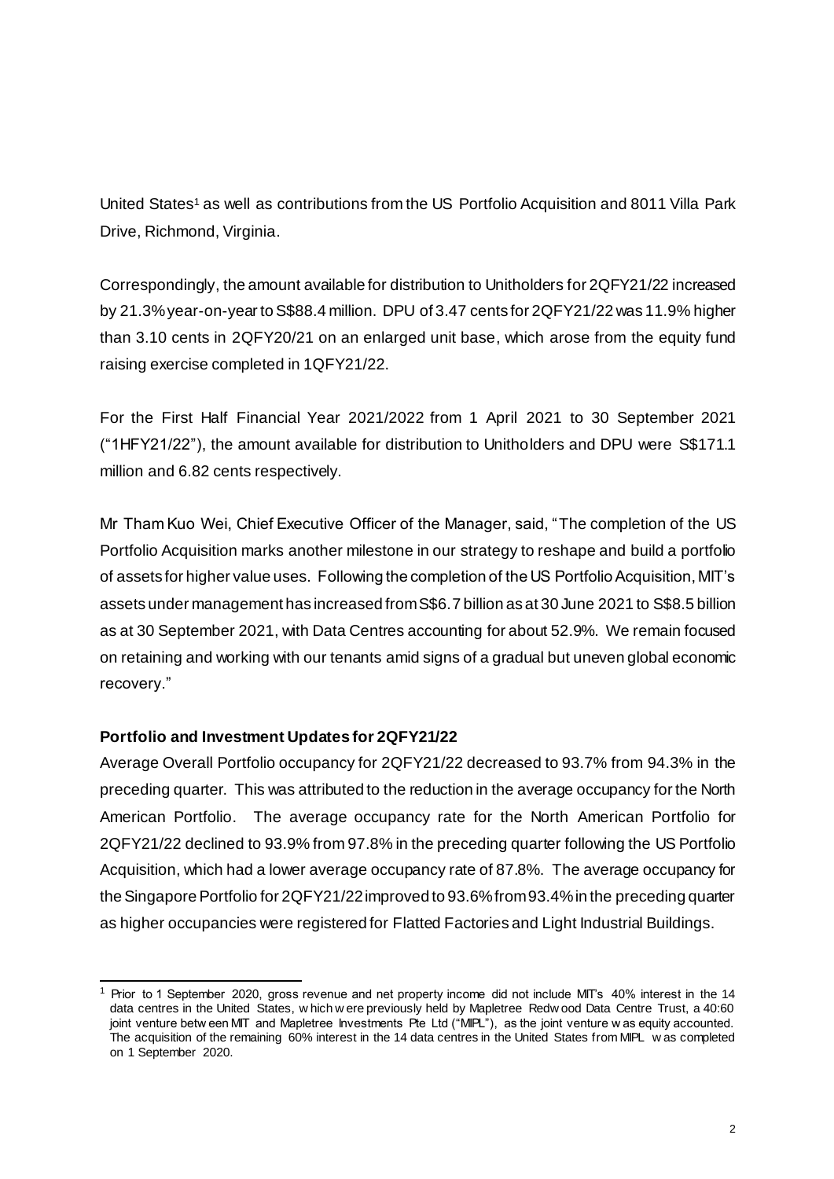United States[1] as well as contributions from the US Portfolio Acquisition and 8011 Villa Park Drive, Richmond, Virginia.

Correspondingly, the amount available for distribution to Unitholders for 2QFY21/22 increased by 21.3% year-on-year to S$88.4 million. DPU of 3.47 cents for 2QFY21/22 was 11.9% higher than 3.10 cents in 2QFY20/21 on an enlarged unit base, which arose from the equity fund raising exercise completed in 1QFY21/22.

For the First Half Financial Year 2021/2022 from 1 April 2021 to 30 September 2021 ("1HFY21/22"), the amount available for distribution to Unitholders and DPU were S$171.1 million and 6.82 cents respectively.

Mr Tham Kuo Wei, Chief Executive Officer of the Manager, said, "The completion of the US Portfolio Acquisition marks another milestone in our strategy to reshape and build a portfolio of assets for higher value uses. Following the completion of the US Portfolio Acquisition, MIT's assets under management has increased from S$6.7 billion as at 30 June 2021 to S$8.5 billion as at 30 September 2021, with Data Centres accounting for about 52.9%. We remain focused on retaining and working with our tenants amid signs of a gradual but uneven global economic recovery."

**Portfolio and Investment Updates for 2QFY21/22**

Average Overall Portfolio occupancy for 2QFY21/22 decreased to 93.7% from 94.3% in the preceding quarter. This was attributed to the reduction in the average occupancy for the North American Portfolio. The average occupancy rate for the North American Portfolio for 2QFY21/22 declined to 93.9% from 97.8% in the preceding quarter following the US Portfolio Acquisition, which had a lower average occupancy rate of 87.8%. The average occupancy for the Singapore Portfolio for 2QFY21/22 improved to 93.6% from 93.4% in the preceding quarter as higher occupancies were registered for Flatted Factories and Light Industrial Buildings.

[1] Prior to 1 September 2020, gross revenue and net property income did not include MIT's 40% interest in the 14 data centres in the United States, which were previously held by Mapletree Redwood Data Centre Trust, a 40:60 joint venture between MIT and Mapletree Investments Pte Ltd ("MIPL"), as the joint venture was equity accounted. The acquisition of the remaining 60% interest in the 14 data centres in the United States from MIPL was completed on 1 September 2020.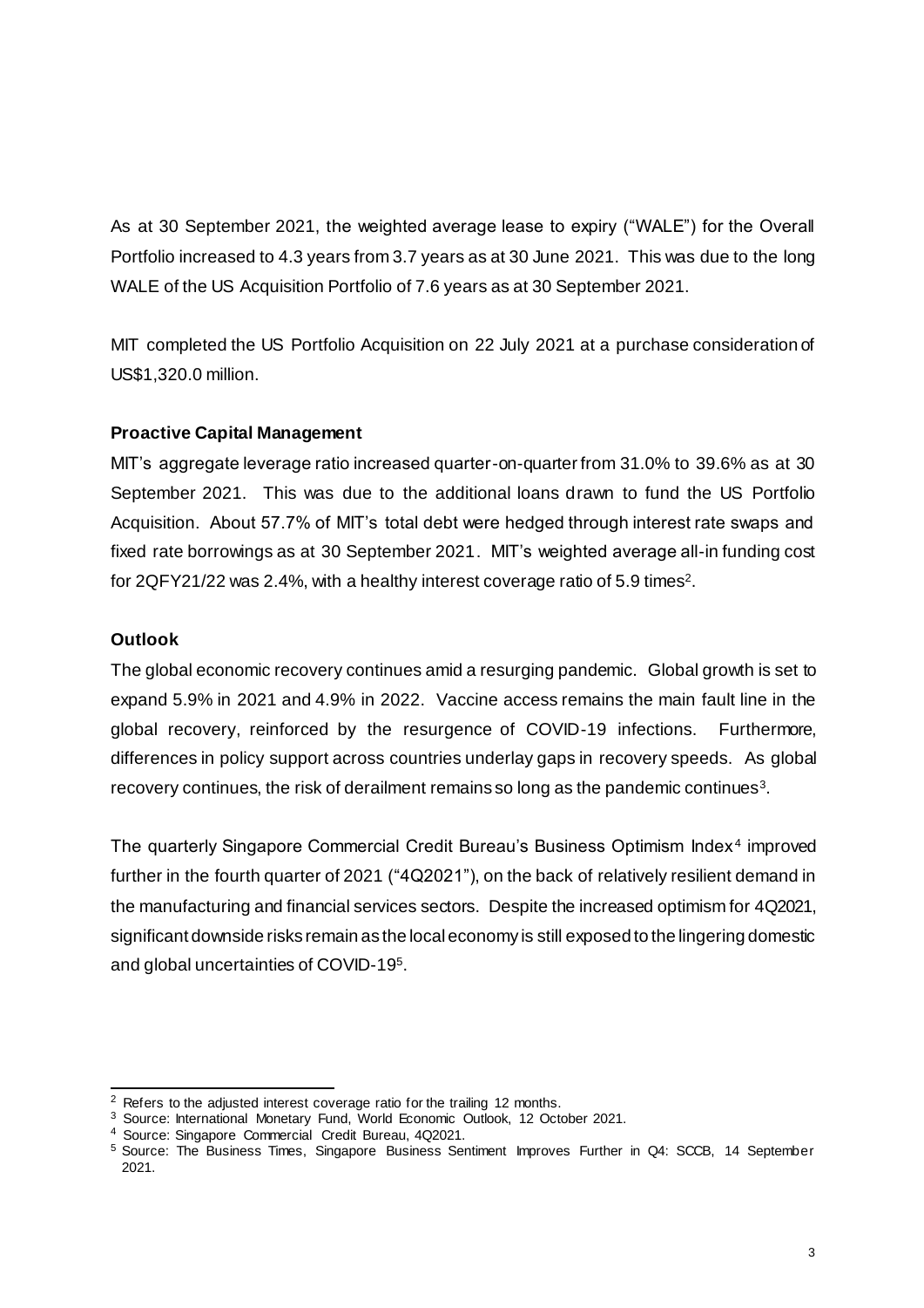As at 30 September 2021, the weighted average lease to expiry ("WALE") for the Overall Portfolio increased to 4.3 years from 3.7 years as at 30 June 2021. This was due to the long WALE of the US Acquisition Portfolio of 7.6 years as at 30 September 2021.

MIT completed the US Portfolio Acquisition on 22 July 2021 at a purchase consideration of US$1,320.0 million.

**Proactive Capital Management**

MIT's aggregate leverage ratio increased quarter-on-quarter from 31.0% to 39.6% as at 30 September 2021. This was due to the additional loans drawn to fund the US Portfolio Acquisition. About 57.7% of MIT's total debt were hedged through interest rate swaps and fixed rate borrowings as at 30 September 2021. MIT's weighted average all-in funding cost for 2QFY21/22 was 2.4%, with a healthy interest coverage ratio of 5.9 times[2].

**Outlook**

The global economic recovery continues amid a resurging pandemic. Global growth is set to expand 5.9% in 2021 and 4.9% in 2022. Vaccine access remains the main fault line in the global recovery, reinforced by the resurgence of COVID-19 infections. Furthermore, differences in policy support across countries underlay gaps in recovery speeds. As global recovery continues, the risk of derailment remains so long as the pandemic continues[3].

The quarterly Singapore Commercial Credit Bureau's Business Optimism Index[4] improved further in the fourth quarter of 2021 ("4Q2021"), on the back of relatively resilient demand in the manufacturing and financial services sectors. Despite the increased optimism for 4Q2021, significant downside risks remain as the local economy is still exposed to the lingering domestic and global uncertainties of COVID-19[5].

---

[2] Refers to the adjusted interest coverage ratio for the trailing 12 months.

[3] Source: International Monetary Fund, World Economic Outlook, 12 October 2021.

[4] Source: Singapore Commercial Credit Bureau, 4Q2021.

[5] Source: The Business Times, Singapore Business Sentiment Improves Further in Q4: SCCB, 14 September 2021.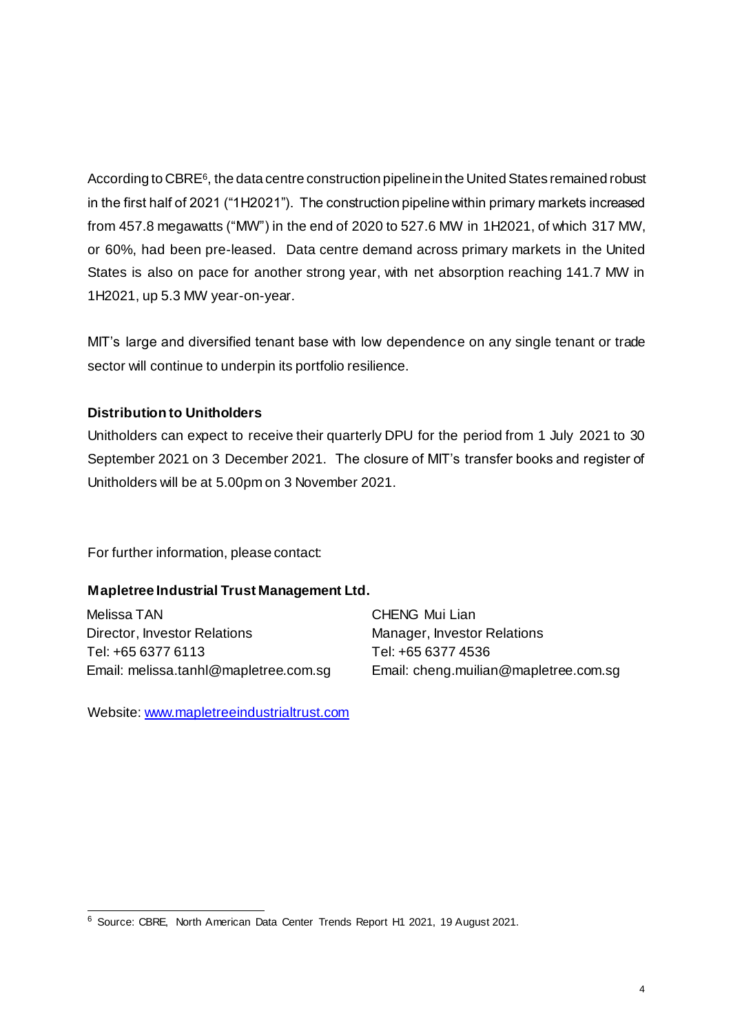According to CBRE[6], the data centre construction pipeline in the United States remained robust in the first half of 2021 ("1H2021"). The construction pipeline within primary markets increased from 457.8 megawatts ("MW") in the end of 2020 to 527.6 MW in 1H2021, of which 317 MW, or 60%, had been pre-leased. Data centre demand across primary markets in the United States is also on pace for another strong year, with net absorption reaching 141.7 MW in 1H2021, up 5.3 MW year-on-year.

MIT's large and diversified tenant base with low dependence on any single tenant or trade sector will continue to underpin its portfolio resilience.

**Distribution to Unitholders**

Unitholders can expect to receive their quarterly DPU for the period from 1 July 2021 to 30 September 2021 on 3 December 2021. The closure of MIT's transfer books and register of Unitholders will be at 5.00pm on 3 November 2021.

For further information, please contact:

**Mapletree Industrial Trust Management Ltd.**

Melissa TAN
Director, Investor Relations
Tel: +65 6377 6113
Email: melissa.tanhl@mapletree.com.sg

CHENG Mui Lian
Manager, Investor Relations
Tel: +65 6377 4536
Email: cheng.muilian@mapletree.com.sg

Website: [www.mapletreeindustrialtrust.com](http://www.mapletreeindustrialtrust.com)

---

[6] Source: CBRE, North American Data Center Trends Report H1 2021, 19 August 2021.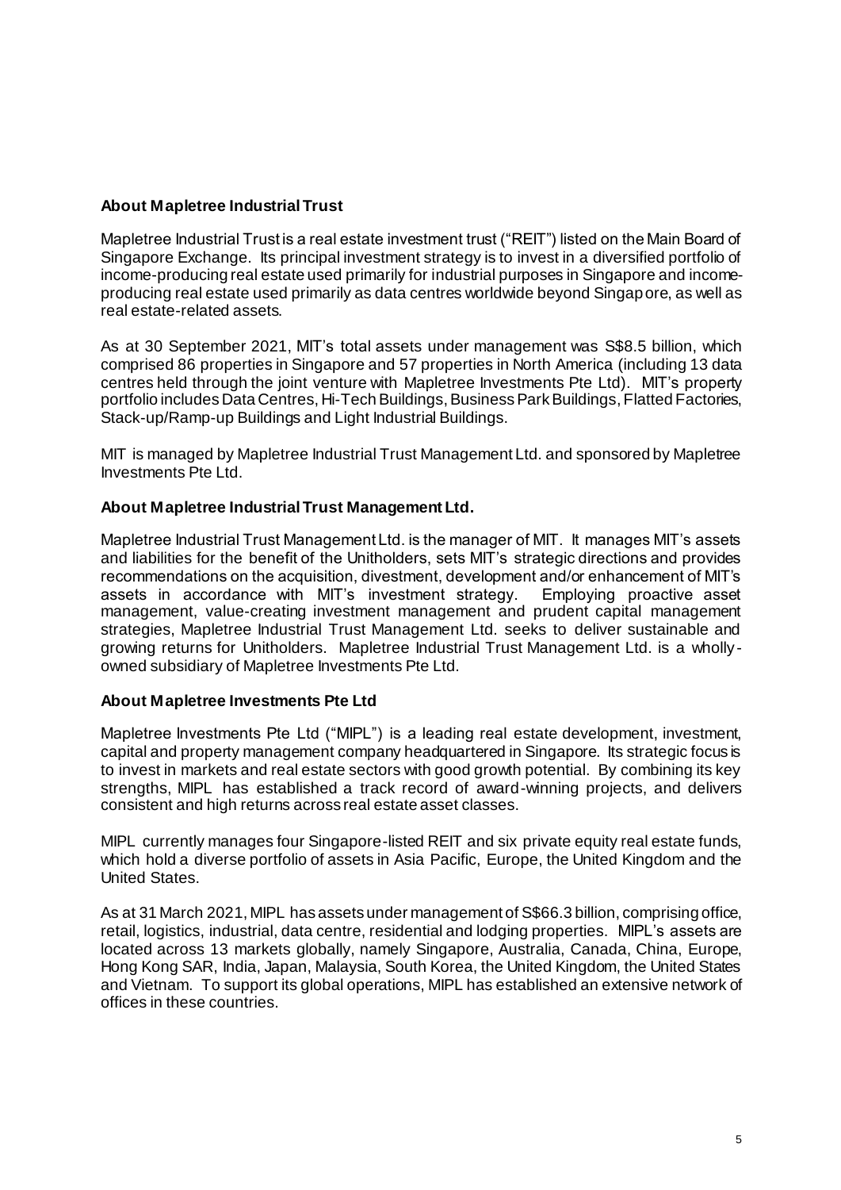**About Mapletree Industrial Trust**

Mapletree Industrial Trust is a real estate investment trust ("REIT") listed on the Main Board of Singapore Exchange. Its principal investment strategy is to invest in a diversified portfolio of income-producing real estate used primarily for industrial purposes in Singapore and income-producing real estate used primarily as data centres worldwide beyond Singapore, as well as real estate-related assets.

As at 30 September 2021, MIT's total assets under management was S$8.5 billion, which comprised 86 properties in Singapore and 57 properties in North America (including 13 data centres held through the joint venture with Mapletree Investments Pte Ltd). MIT's property portfolio includes Data Centres, Hi-Tech Buildings, Business Park Buildings, Flatted Factories, Stack-up/Ramp-up Buildings and Light Industrial Buildings.

MIT is managed by Mapletree Industrial Trust Management Ltd. and sponsored by Mapletree Investments Pte Ltd.

**About Mapletree Industrial Trust Management Ltd.**

Mapletree Industrial Trust Management Ltd. is the manager of MIT. It manages MIT's assets and liabilities for the benefit of the Unitholders, sets MIT's strategic directions and provides recommendations on the acquisition, divestment, development and/or enhancement of MIT's assets in accordance with MIT's investment strategy. Employing proactive asset management, value-creating investment management and prudent capital management strategies, Mapletree Industrial Trust Management Ltd. seeks to deliver sustainable and growing returns for Unitholders. Mapletree Industrial Trust Management Ltd. is a wholly-owned subsidiary of Mapletree Investments Pte Ltd.

**About Mapletree Investments Pte Ltd**

Mapletree Investments Pte Ltd ("MIPL") is a leading real estate development, investment, capital and property management company headquartered in Singapore. Its strategic focus is to invest in markets and real estate sectors with good growth potential. By combining its key strengths, MIPL has established a track record of award-winning projects, and delivers consistent and high returns across real estate asset classes.

MIPL currently manages four Singapore-listed REIT and six private equity real estate funds, which hold a diverse portfolio of assets in Asia Pacific, Europe, the United Kingdom and the United States.

As at 31 March 2021, MIPL has assets under management of S$66.3 billion, comprising office, retail, logistics, industrial, data centre, residential and lodging properties. MIPL's assets are located across 13 markets globally, namely Singapore, Australia, Canada, China, Europe, Hong Kong SAR, India, Japan, Malaysia, South Korea, the United Kingdom, the United States and Vietnam. To support its global operations, MIPL has established an extensive network of offices in these countries.